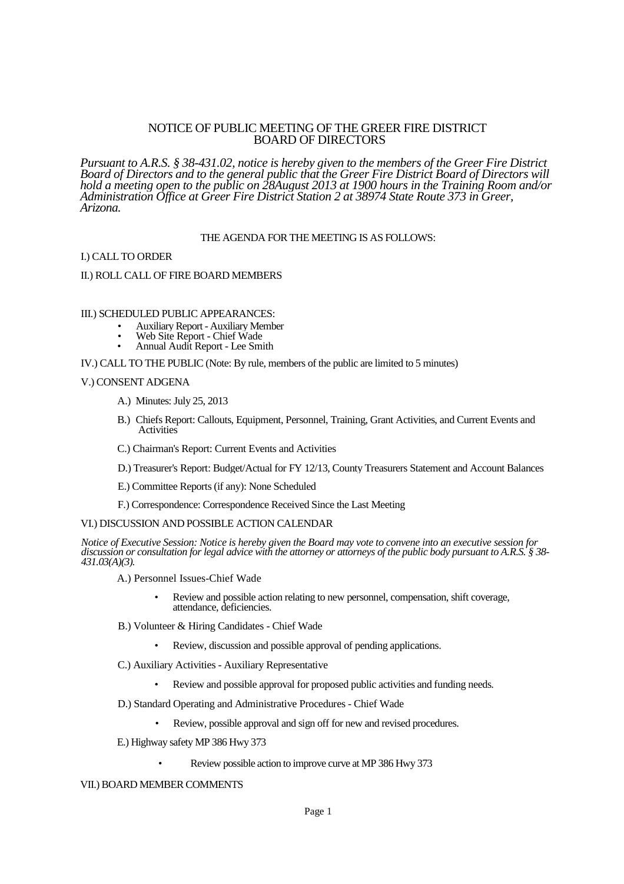# NOTICE OF PUBLIC MEETING OF THE GREER FIRE DISTRICT BOARD OF DIRECTORS

*Pursuant to A.R.S. § 38-431.02, notice is hereby given to the members of the Greer Fire District Board of Directors and to the general public that the Greer Fire District Board of Directors will hold a meeting open to the public on 28August 2013 at 1900 hours in the Training Room and/or Administration Office at Greer Fire District Station 2 at 38974 State Route 373 in Greer, Arizona.*

THE AGENDA FOR THE MEETING IS AS FOLLOWS:

I.) CALL TO ORDER

II.) ROLL CALL OF FIRE BOARD MEMBERS

III.) SCHEDULED PUBLIC APPEARANCES:

- Auxiliary Report - Auxiliary Member
- Web Site Report - Chief Wade
- Annual Audit Report - Lee Smith

IV.) CALL TO THE PUBLIC (Note: By rule, members of the public are limited to 5 minutes)

V.) CONSENT ADGENA

A.) Minutes: July 25, 2013

B.) Chiefs Report: Callouts, Equipment, Personnel, Training, Grant Activities, and Current Events and Activities

C.) Chairman's Report: Current Events and Activities

D.) Treasurer's Report: Budget/Actual for FY 12/13, County Treasurers Statement and Account Balances

E.) Committee Reports (if any): None Scheduled

F.) Correspondence: Correspondence Received Since the Last Meeting

VI.) DISCUSSION AND POSSIBLE ACTION CALENDAR

*Notice of Executive Session: Notice is hereby given the Board may vote to convene into an executive session for discussion or consultation for legal advice with the attorney or attorneys of the public body pursuant to A.R.S. § 38-431.03(A)(3).*

A.) Personnel Issues-Chief Wade

- Review and possible action relating to new personnel, compensation, shift coverage, attendance, deficiencies.

B.) Volunteer & Hiring Candidates - Chief Wade

- Review, discussion and possible approval of pending applications.

C.) Auxiliary Activities - Auxiliary Representative

- Review and possible approval for proposed public activities and funding needs.

D.) Standard Operating and Administrative Procedures - Chief Wade

- Review, possible approval and sign off for new and revised procedures.

E.) Highway safety MP 386 Hwy 373

- Review possible action to improve curve at MP 386 Hwy 373

VII.) BOARD MEMBER COMMENTS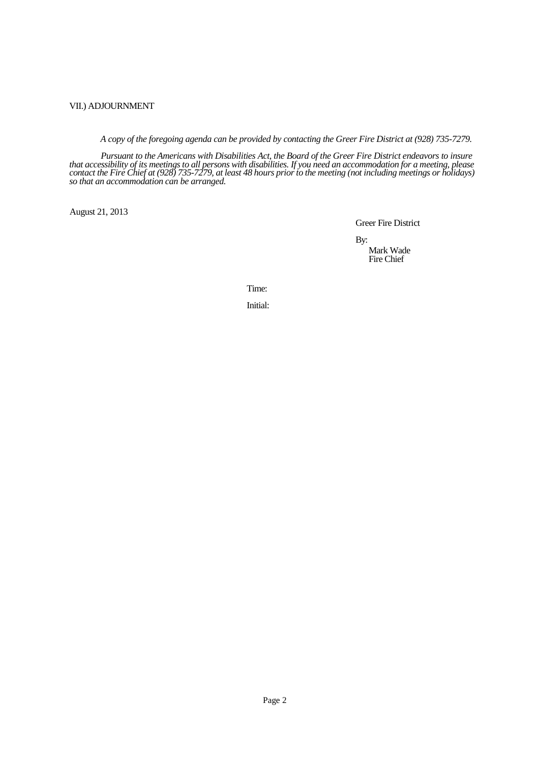VII.) ADJOURNMENT

*A copy of the foregoing agenda can be provided by contacting the Greer Fire District at (928) 735-7279.*

*Pursuant to the Americans with Disabilities Act, the Board of the Greer Fire District endeavors to insure that accessibility of its meetings to all persons with disabilities. If you need an accommodation for a meeting, please contact the Fire Chief at (928) 735-7279, at least 48 hours prior to the meeting (not including meetings or holidays) so that an accommodation can be arranged.*

August 21, 2013

Greer Fire District

By:
Mark Wade
Fire Chief

Time:

Initial: